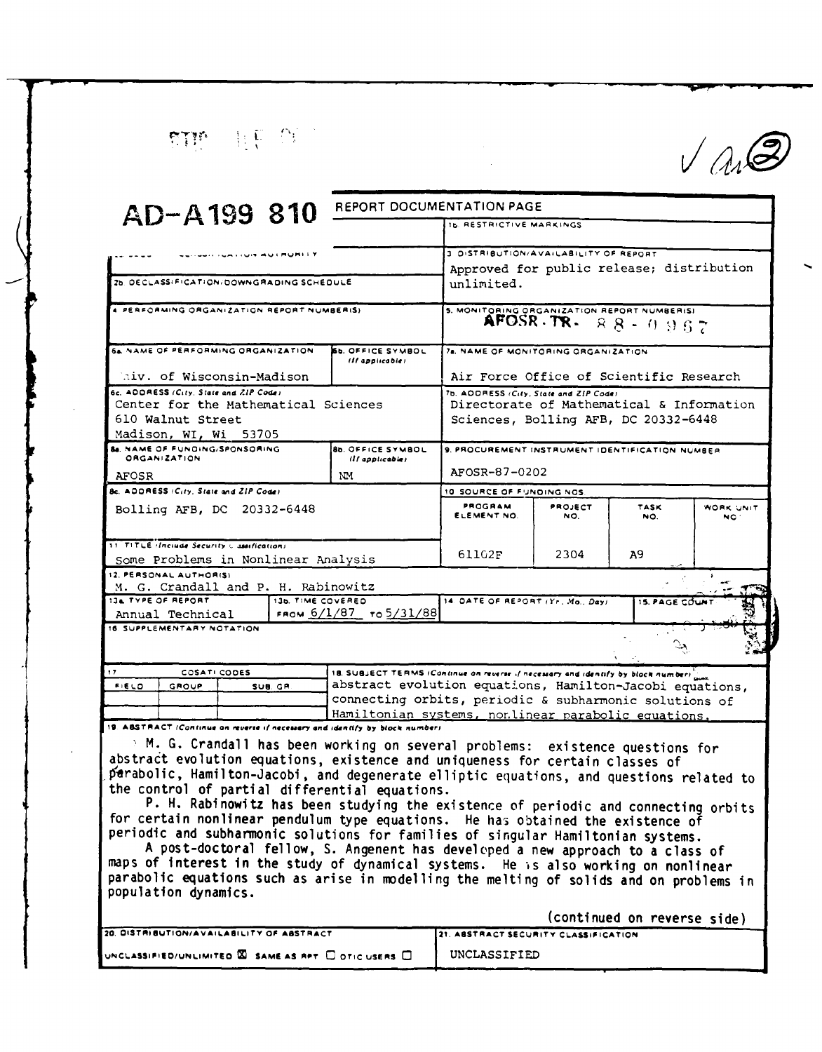AD-A199 810

# REPORT DOCUMENTATION PAGE

| Field | Content |
|---|---|
| 1b. RESTRICTIVE MARKINGS | |
| 2a. SECURITY CLASSIFICATION AUTHORITY | |
| 2b. DECLASSIFICATION/DOWNGRADING SCHEDULE | |
| 3. DISTRIBUTION/AVAILABILITY OF REPORT | Approved for public release; distribution unlimited. |
| 4. PERFORMING ORGANIZATION REPORT NUMBER(S) | |
| 5. MONITORING ORGANIZATION REPORT NUMBER(S) | AFOSR-TR- 88-0967 |
| 6a. NAME OF PERFORMING ORGANIZATION | Univ. of Wisconsin-Madison |
| 6b. OFFICE SYMBOL (If applicable) | |
| 7a. NAME OF MONITORING ORGANIZATION | Air Force Office of Scientific Research |
| 6c. ADDRESS (City, State and ZIP Code) | Center for the Mathematical Sciences, 610 Walnut Street, Madison, WI, Wi 53705 |
| 7b. ADDRESS (City, State and ZIP Code) | Directorate of Mathematical & Information Sciences, Bolling AFB, DC 20332-6448 |
| 8a. NAME OF FUNDING/SPONSORING ORGANIZATION | AFOSR |
| 8b. OFFICE SYMBOL (If applicable) | NM |
| 9. PROCUREMENT INSTRUMENT IDENTIFICATION NUMBER | AFOSR-87-0202 |
| 8c. ADDRESS (City, State and ZIP Code) | Bolling AFB, DC 20332-6448 |

10. SOURCE OF FUNDING NOS.

| PROGRAM ELEMENT NO. | PROJECT NO. | TASK NO. | WORK UNIT NO. |
|---|---|---|---|
| 61102F | 2304 | A9 | |

| Field | Content |
|---|---|
| 11. TITLE (Include Security Classification) | Some Problems in Nonlinear Analysis |
| 12. PERSONAL AUTHOR(S) | M. G. Crandall and P. H. Rabinowitz |
| 13a. TYPE OF REPORT | Annual Technical |
| 13b. TIME COVERED | FROM 6/1/87 TO 5/31/88 |
| 14. DATE OF REPORT (Yr., Mo., Day) | |
| 15. PAGE COUNT | |
| 16. SUPPLEMENTARY NOTATION | |

17. COSATI CODES

| FIELD | GROUP | SUB. GR. |
|---|---|---|
| | | |

18. SUBJECT TERMS (Continue on reverse if necessary and identify by block number)

abstract evolution equations, Hamilton-Jacobi equations, connecting orbits, periodic & subharmonic solutions of Hamiltonian systems, nonlinear parabolic equations.

19. ABSTRACT (Continue on reverse if necessary and identify by block number)

M. G. Crandall has been working on several problems: existence questions for abstract evolution equations, existence and uniqueness for certain classes of parabolic, Hamilton-Jacobi, and degenerate elliptic equations, and questions related to the control of partial differential equations.

P. H. Rabinowitz has been studying the existence of periodic and connecting orbits for certain nonlinear pendulum type equations. He has obtained the existence of periodic and subharmonic solutions for families of singular Hamiltonian systems.

A post-doctoral fellow, S. Angenent has developed a new approach to a class of maps of interest in the study of dynamical systems. He is also working on nonlinear parabolic equations such as arise in modelling the melting of solids and on problems in population dynamics.

(continued on reverse side)

| 20. DISTRIBUTION/AVAILABILITY OF ABSTRACT | 21. ABSTRACT SECURITY CLASSIFICATION |
|---|---|
| UNCLASSIFIED/UNLIMITED ☒ SAME AS RPT ☐ DTIC USERS ☐ | UNCLASSIFIED |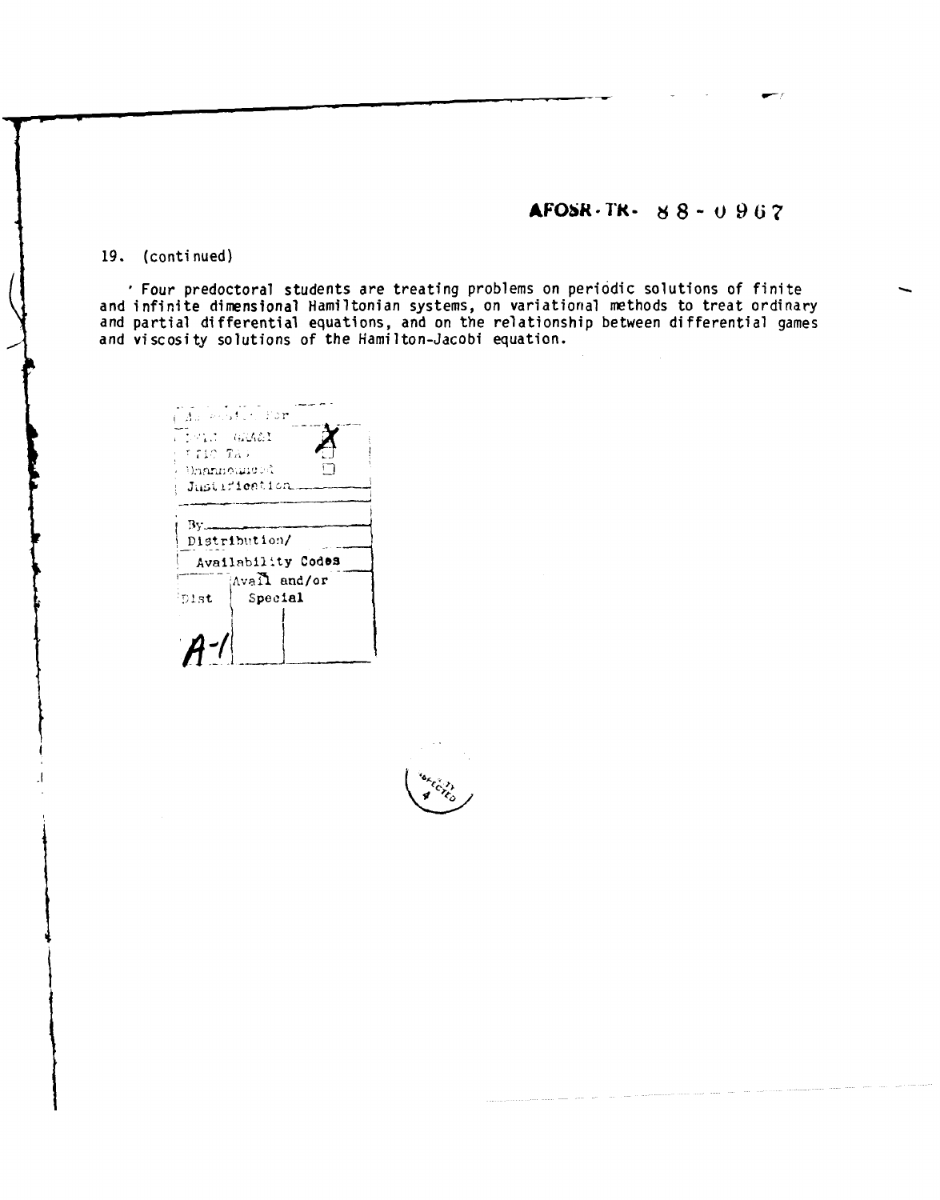AFOSR-TR- 88-0967

19. (continued)

Four predoctoral students are treating problems on periodic solutions of finite and infinite dimensional Hamiltonian systems, on variational methods to treat ordinary and partial differential equations, and on the relationship between differential games and viscosity solutions of the Hamilton-Jacobi equation.

| Accession For | |
|---|---|
| NTIS GRA&I | X |
| DTIC TAB | ☐ |
| Unannounced | ☐ |
| Justification | |
| By | |
| Distribution/ | |
| Availability Codes | |
| Dist | Avail and/or Special |
| A-1 | |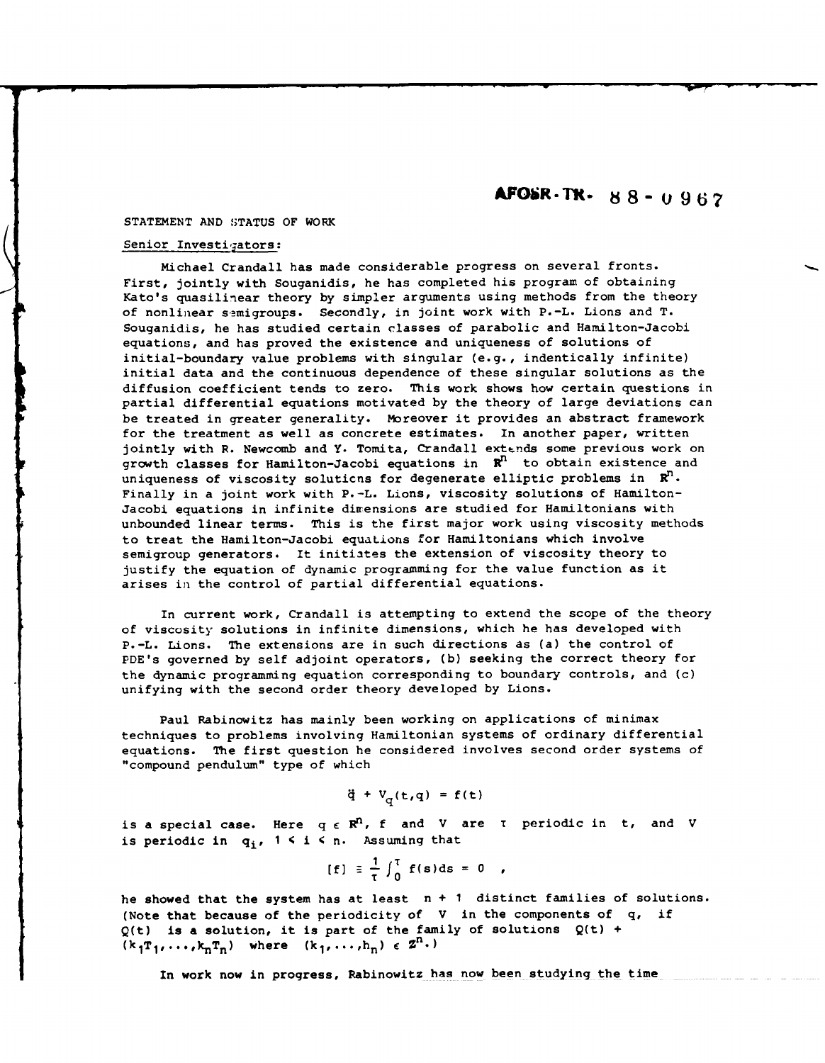AFOSR-TR- 88-0967

STATEMENT AND STATUS OF WORK

Senior Investigators:

Michael Crandall has made considerable progress on several fronts. First, jointly with Souganidis, he has completed his program of obtaining Kato's quasilinear theory by simpler arguments using methods from the theory of nonlinear semigroups. Secondly, in joint work with P.-L. Lions and T. Souganidis, he has studied certain classes of parabolic and Hamilton-Jacobi equations, and has proved the existence and uniqueness of solutions of initial-boundary value problems with singular (e.g., indentically infinite) initial data and the continuous dependence of these singular solutions as the diffusion coefficient tends to zero. This work shows how certain questions in partial differential equations motivated by the theory of large deviations can be treated in greater generality. Moreover it provides an abstract framework for the treatment as well as concrete estimates. In another paper, written jointly with R. Newcomb and Y. Tomita, Crandall extends some previous work on growth classes for Hamilton-Jacobi equations in $\mathbb{R}^n$ to obtain existence and uniqueness of viscosity solutions for degenerate elliptic problems in $\mathbb{R}^n$. Finally in a joint work with P.-L. Lions, viscosity solutions of Hamilton-Jacobi equations in infinite dimensions are studied for Hamiltonians with unbounded linear terms. This is the first major work using viscosity methods to treat the Hamilton-Jacobi equations for Hamiltonians which involve semigroup generators. It initiates the extension of viscosity theory to justify the equation of dynamic programming for the value function as it arises in the control of partial differential equations.

In current work, Crandall is attempting to extend the scope of the theory of viscosity solutions in infinite dimensions, which he has developed with P.-L. Lions. The extensions are in such directions as (a) the control of PDE's governed by self adjoint operators, (b) seeking the correct theory for the dynamic programming equation corresponding to boundary controls, and (c) unifying with the second order theory developed by Lions.

Paul Rabinowitz has mainly been working on applications of minimax techniques to problems involving Hamiltonian systems of ordinary differential equations. The first question he considered involves second order systems of "compound pendulum" type of which

$$\ddot{q} + V_q(t,q) = f(t)$$

is a special case. Here $q \in \mathbb{R}^n$, $f$ and $V$ are $\tau$ periodic in $t$, and $V$ is periodic in $q_i$, $1 \leq i \leq n$. Assuming that

$$[f] \equiv \frac{1}{\tau} \int_0^\tau f(s)ds = 0 \quad ,$$

he showed that the system has at least $n + 1$ distinct families of solutions. (Note that because of the periodicity of $V$ in the components of $q$, if $Q(t)$ is a solution, it is part of the family of solutions $Q(t) + (k_1T_1, \ldots, k_nT_n)$ where $(k_1, \ldots, h_n) \in \mathbb{Z}^n$.)

In work now in progress, Rabinowitz has now been studying the time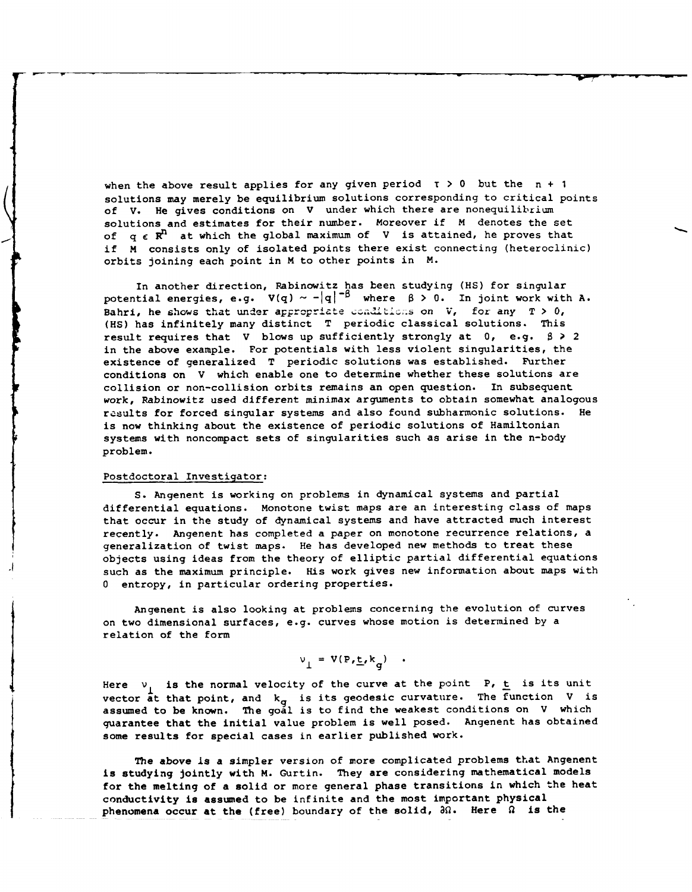when the above result applies for any given period $\tau > 0$ but the $n + 1$ solutions may merely be equilibrium solutions corresponding to critical points of V. He gives conditions on V under which there are nonequilibrium solutions and estimates for their number. Moreover if M denotes the set of $q \in \mathbb{R}^n$ at which the global maximum of V is attained, he proves that if M consists only of isolated points there exist connecting (heteroclinic) orbits joining each point in M to other points in M.

In another direction, Rabinowitz has been studying (HS) for singular potential energies, e.g. $V(q) \sim -|q|^{-\beta}$ where $\beta > 0$. In joint work with A. Bahri, he shows that under appropriate conditions on V, for any $T > 0$, (HS) has infinitely many distinct T periodic classical solutions. This result requires that V blows up sufficiently strongly at 0, e.g. $\beta > 2$ in the above example. For potentials with less violent singularities, the existence of generalized T periodic solutions was established. Further conditions on V which enable one to determine whether these solutions are collision or non-collision orbits remains an open question. In subsequent work, Rabinowitz used different minimax arguments to obtain somewhat analogous results for forced singular systems and also found subharmonic solutions. He is now thinking about the existence of periodic solutions of Hamiltonian systems with noncompact sets of singularities such as arise in the n-body problem.

Postdoctoral Investigator:

S. Angenent is working on problems in dynamical systems and partial differential equations. Monotone twist maps are an interesting class of maps that occur in the study of dynamical systems and have attracted much interest recently. Angenent has completed a paper on monotone recurrence relations, a generalization of twist maps. He has developed new methods to treat these objects using ideas from the theory of elliptic partial differential equations such as the maximum principle. His work gives new information about maps with 0 entropy, in particular ordering properties.

Angenent is also looking at problems concerning the evolution of curves on two dimensional surfaces, e.g. curves whose motion is determined by a relation of the form

$$v_{\perp} = V(P, \underline{t}, k_g) \quad .$$

Here $v_{\perp}$ is the normal velocity of the curve at the point P, $\underline{t}$ is its unit vector at that point, and $k_g$ is its geodesic curvature. The function V is assumed to be known. The goal is to find the weakest conditions on V which guarantee that the initial value problem is well posed. Angenent has obtained some results for special cases in earlier published work.

The above is a simpler version of more complicated problems that Angenent is studying jointly with M. Gurtin. They are considering mathematical models for the melting of a solid or more general phase transitions in which the heat conductivity is assumed to be infinite and the most important physical phenomena occur at the (free) boundary of the solid, $\partial\Omega$. Here $\Omega$ is the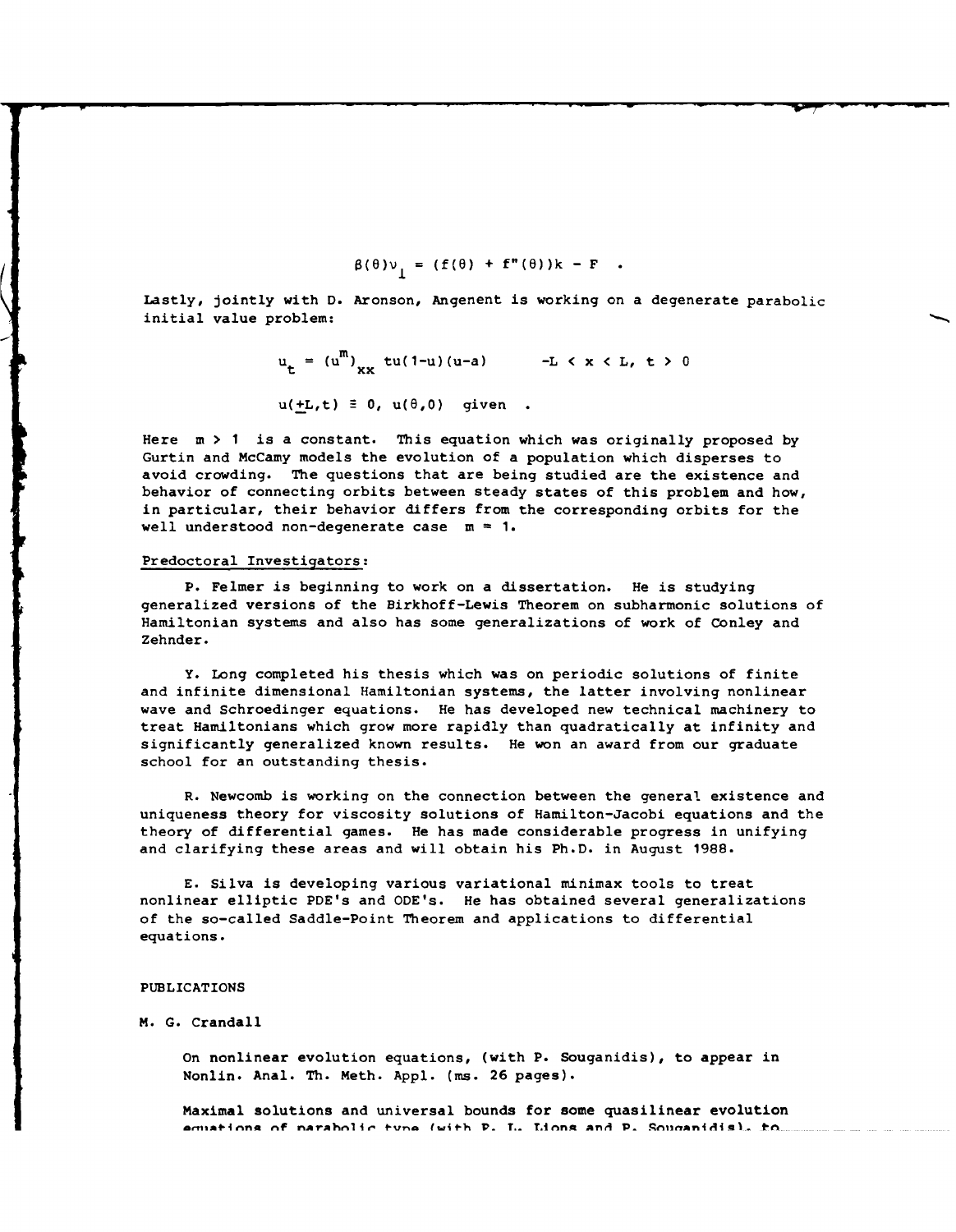$$\beta(\theta)v_{\perp} = (f(\theta) + f''(\theta))k - F \quad .$$

Lastly, jointly with D. Aronson, Angenent is working on a degenerate parabolic initial value problem:

$$u_t = (u^m)_{xx}\ tu(1-u)(u-a) \qquad -L < x < L,\ t > 0$$

$$u(\pm L,t) \equiv 0,\ u(\theta,0) \quad \text{given} \quad .$$

Here $m > 1$ is a constant. This equation which was originally proposed by Gurtin and McCamy models the evolution of a population which disperses to avoid crowding. The questions that are being studied are the existence and behavior of connecting orbits between steady states of this problem and how, in particular, their behavior differs from the corresponding orbits for the well understood non-degenerate case $m = 1$.

Predoctoral Investigators:

P. Felmer is beginning to work on a dissertation. He is studying generalized versions of the Birkhoff-Lewis Theorem on subharmonic solutions of Hamiltonian systems and also has some generalizations of work of Conley and Zehnder.

Y. Long completed his thesis which was on periodic solutions of finite and infinite dimensional Hamiltonian systems, the latter involving nonlinear wave and Schroedinger equations. He has developed new technical machinery to treat Hamiltonians which grow more rapidly than quadratically at infinity and significantly generalized known results. He won an award from our graduate school for an outstanding thesis.

R. Newcomb is working on the connection between the general existence and uniqueness theory for viscosity solutions of Hamilton-Jacobi equations and the theory of differential games. He has made considerable progress in unifying and clarifying these areas and will obtain his Ph.D. in August 1988.

E. Silva is developing various variational minimax tools to treat nonlinear elliptic PDE's and ODE's. He has obtained several generalizations of the so-called Saddle-Point Theorem and applications to differential equations.

PUBLICATIONS

M. G. Crandall

On nonlinear evolution equations, (with P. Souganidis), to appear in Nonlin. Anal. Th. Meth. Appl. (ms. 26 pages).

Maximal solutions and universal bounds for some quasilinear evolution equations of parabolic type (with P. L. Lions and P. Souganidis), to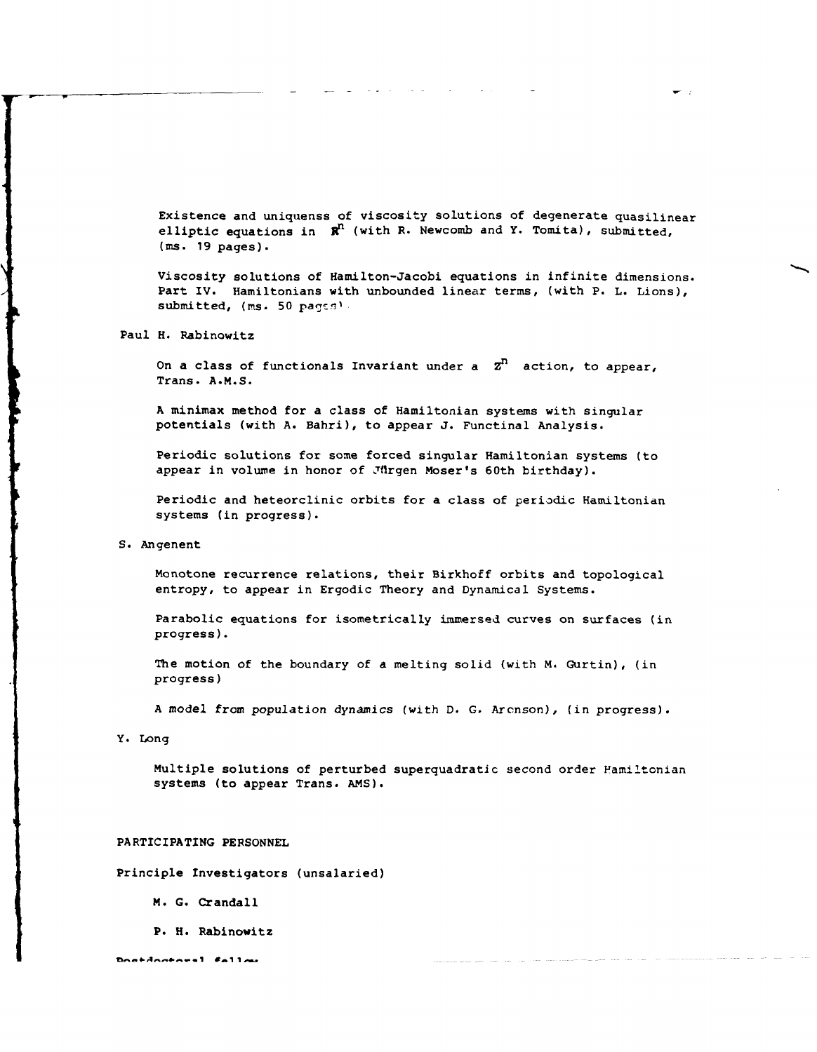Existence and uniquenss of viscosity solutions of degenerate quasilinear elliptic equations in $\mathbb{R}^n$ (with R. Newcomb and Y. Tomita), submitted, (ms. 19 pages).

Viscosity solutions of Hamilton-Jacobi equations in infinite dimensions. Part IV. Hamiltonians with unbounded linear terms, (with P. L. Lions), submitted, (ms. 50 pages).

Paul H. Rabinowitz

On a class of functionals Invariant under a $\mathbb{Z}^n$ action, to appear, Trans. A.M.S.

A minimax method for a class of Hamiltonian systems with singular potentials (with A. Bahri), to appear J. Functinal Analysis.

Periodic solutions for some forced singular Hamiltonian systems (to appear in volume in honor of Jürgen Moser's 60th birthday).

Periodic and heteorclinic orbits for a class of periodic Hamiltonian systems (in progress).

S. Angenent

Monotone recurrence relations, their Birkhoff orbits and topological entropy, to appear in Ergodic Theory and Dynamical Systems.

Parabolic equations for isometrically immersed curves on surfaces (in progress).

The motion of the boundary of a melting solid (with M. Gurtin), (in progress)

A model from population dynamics (with D. G. Aronson), (in progress).

Y. Long

Multiple solutions of perturbed superquadratic second order Hamiltonian systems (to appear Trans. AMS).

PARTICIPATING PERSONNEL

Principle Investigators (unsalaried)

M. G. Crandall

P. H. Rabinowitz

Postdoctoral fellow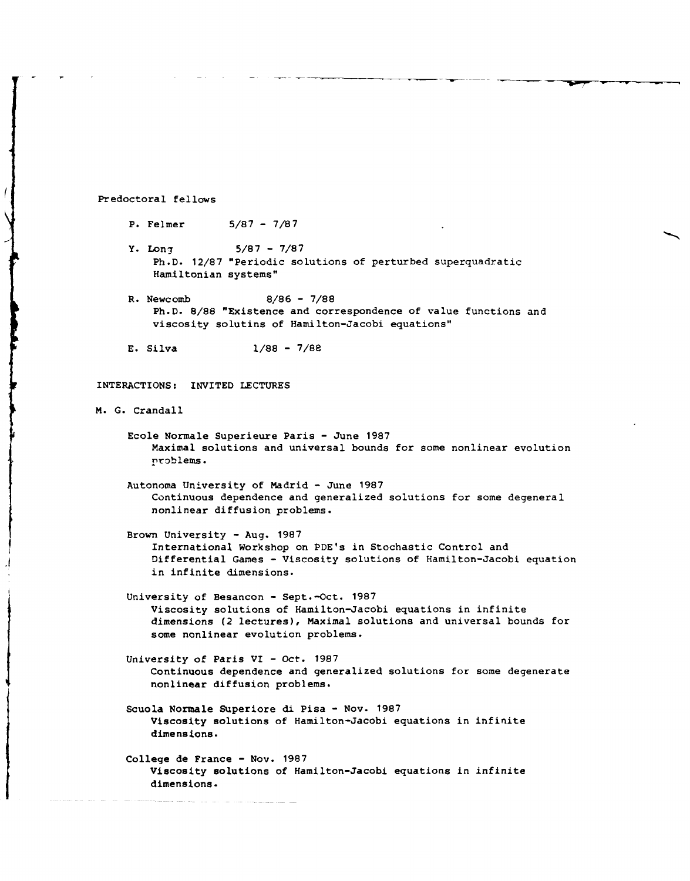Predoctoral fellows

P. Felmer 5/87 - 7/87

Y. Long 5/87 - 7/87
Ph.D. 12/87 "Periodic solutions of perturbed superquadratic Hamiltonian systems"

R. Newcomb 8/86 - 7/88
Ph.D. 8/88 "Existence and correspondence of value functions and viscosity solutins of Hamilton-Jacobi equations"

E. Silva 1/88 - 7/88

INTERACTIONS: INVITED LECTURES

M. G. Crandall

Ecole Normale Superieure Paris - June 1987
Maximal solutions and universal bounds for some nonlinear evolution problems.

Autonoma University of Madrid - June 1987
Continuous dependence and generalized solutions for some degeneral nonlinear diffusion problems.

Brown University - Aug. 1987
International Workshop on PDE's in Stochastic Control and Differential Games - Viscosity solutions of Hamilton-Jacobi equation in infinite dimensions.

University of Besancon - Sept.-Oct. 1987
Viscosity solutions of Hamilton-Jacobi equations in infinite dimensions (2 lectures), Maximal solutions and universal bounds for some nonlinear evolution problems.

University of Paris VI - Oct. 1987
Continuous dependence and generalized solutions for some degenerate nonlinear diffusion problems.

Scuola Normale Superiore di Pisa - Nov. 1987
Viscosity solutions of Hamilton-Jacobi equations in infinite dimensions.

College de France - Nov. 1987
Viscosity solutions of Hamilton-Jacobi equations in infinite dimensions.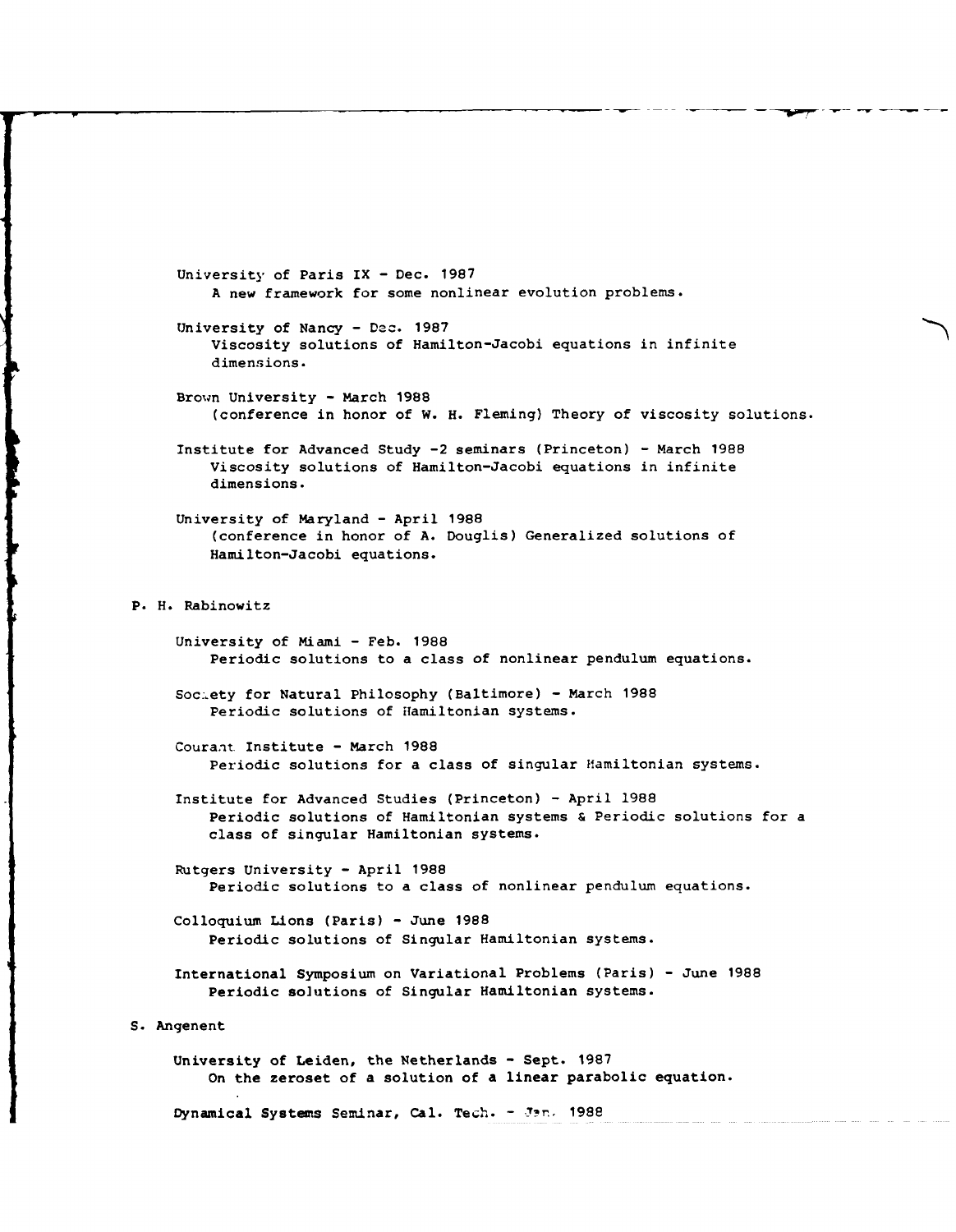University of Paris IX - Dec. 1987
A new framework for some nonlinear evolution problems.

University of Nancy - Dec. 1987
Viscosity solutions of Hamilton-Jacobi equations in infinite dimensions.

Brown University - March 1988
(conference in honor of W. H. Fleming) Theory of viscosity solutions.

Institute for Advanced Study -2 seminars (Princeton) - March 1988
Viscosity solutions of Hamilton-Jacobi equations in infinite dimensions.

University of Maryland - April 1988
(conference in honor of A. Douglis) Generalized solutions of Hamilton-Jacobi equations.

P. H. Rabinowitz

University of Miami - Feb. 1988
Periodic solutions to a class of nonlinear pendulum equations.

Society for Natural Philosophy (Baltimore) - March 1988
Periodic solutions of Hamiltonian systems.

Courant Institute - March 1988
Periodic solutions for a class of singular Hamiltonian systems.

Institute for Advanced Studies (Princeton) - April 1988
Periodic solutions of Hamiltonian systems & Periodic solutions for a class of singular Hamiltonian systems.

Rutgers University - April 1988
Periodic solutions to a class of nonlinear pendulum equations.

Colloquium Lions (Paris) - June 1988
Periodic solutions of Singular Hamiltonian systems.

International Symposium on Variational Problems (Paris) - June 1988
Periodic solutions of Singular Hamiltonian systems.

S. Angenent

University of Leiden, the Netherlands - Sept. 1987
On the zeroset of a solution of a linear parabolic equation.

Dynamical Systems Seminar, Cal. Tech. - Jan. 1988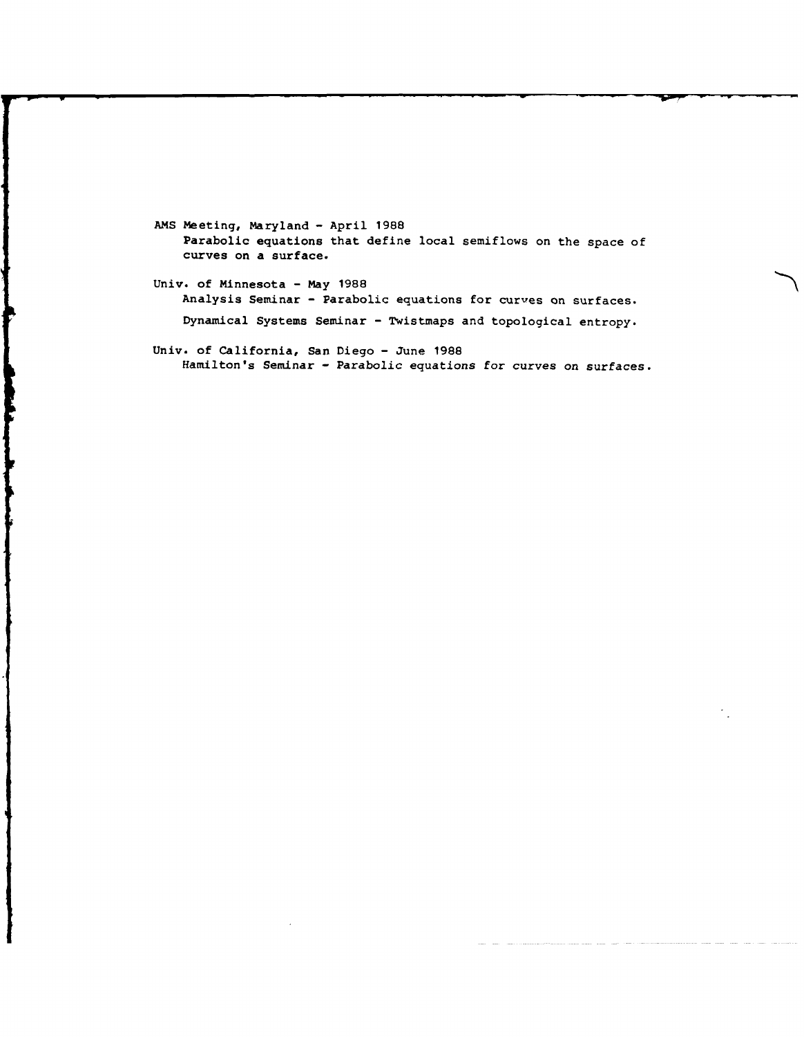AMS Meeting, Maryland - April 1988

Parabolic equations that define local semiflows on the space of curves on a surface.

Univ. of Minnesota - May 1988

Analysis Seminar - Parabolic equations for curves on surfaces.

Dynamical Systems Seminar - Twistmaps and topological entropy.

Univ. of California, San Diego - June 1988

Hamilton's Seminar - Parabolic equations for curves on surfaces.